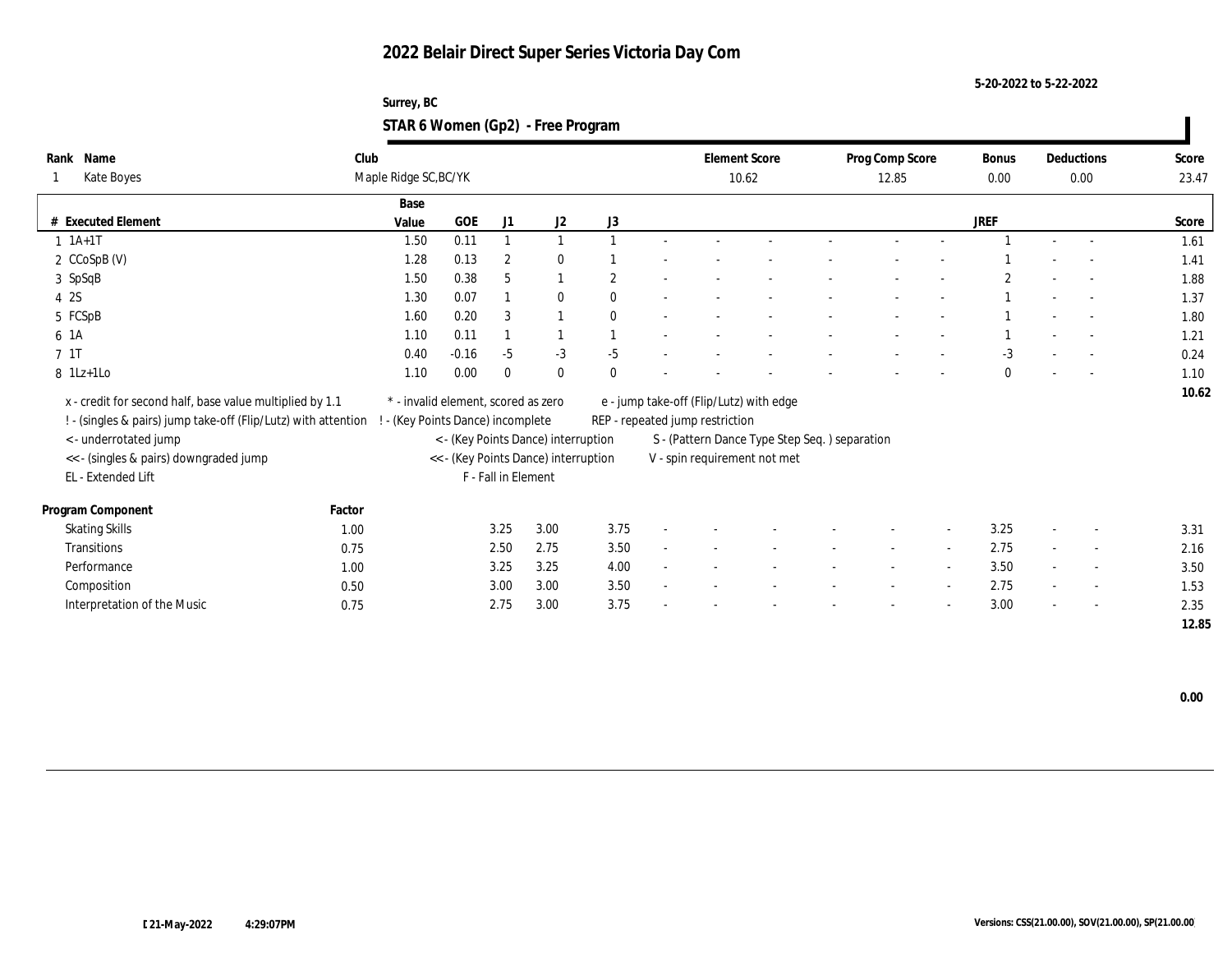# 2022 Belair Direct Super Series Victoria Day Com

5-20-2022 to 5-22-2022

Surrey, BC

## STAR 6 Women (Gp2) - Free Program

| Rank | Name | Club | Element Score | Prog Comp Score | Bonus | Deductions | Score |
|---|---|---|---|---|---|---|---|
| 1 | Kate Boyes | Maple Ridge SC,BC/YK | 10.62 | 12.85 | 0.00 | 0.00 | 23.47 |

| # | Executed Element | Base Value | GOE | J1 | J2 | J3 | | | | | | | JREF | | | Score |
|---|---|---|---|---|---|---|---|---|---|---|---|---|---|---|---|---|
| 1 | 1A+1T | 1.50 | 0.11 | 1 | 1 | 1 | - | - | - | - | - | - | 1 | - | - | 1.61 |
| 2 | CCoSpB (V) | 1.28 | 0.13 | 2 | 0 | 1 | - | - | - | - | - | - | 1 | - | - | 1.41 |
| 3 | SpSqB | 1.50 | 0.38 | 5 | 1 | 2 | - | - | - | - | - | - | 2 | - | - | 1.88 |
| 4 | 2S | 1.30 | 0.07 | 1 | 0 | 0 | - | - | - | - | - | - | 1 | - | - | 1.37 |
| 5 | FCSpB | 1.60 | 0.20 | 3 | 1 | 0 | - | - | - | - | - | - | 1 | - | - | 1.80 |
| 6 | 1A | 1.10 | 0.11 | 1 | 1 | 1 | - | - | - | - | - | - | 1 | - | - | 1.21 |
| 7 | 1T | 0.40 | -0.16 | -5 | -3 | -5 | - | - | - | - | - | - | -3 | - | - | 0.24 |
| 8 | 1Lz+1Lo | 1.10 | 0.00 | 0 | 0 | 0 | - | - | - | - | - | - | 0 | - | - | 1.10 |
| | | | | | | | | | | | | | | | | 10.62 |

x - credit for second half, base value multiplied by 1.1
! - (singles & pairs) jump take-off (Flip/Lutz) with attention
< - underrotated jump
<< - (singles & pairs) downgraded jump
EL - Extended Lift
\* - invalid element, scored as zero
! - (Key Points Dance) incomplete
< - (Key Points Dance) interruption
<< - (Key Points Dance) interruption
F - Fall in Element
e - jump take-off (Flip/Lutz) with edge
REP - repeated jump restriction
S - (Pattern Dance Type Step Seq. ) separation
V - spin requirement not met

| Program Component | Factor | J1 | J2 | J3 | | | | | | | JREF | | | Score |
|---|---|---|---|---|---|---|---|---|---|---|---|---|---|---|
| Skating Skills | 1.00 | 3.25 | 3.00 | 3.75 | - | - | - | - | - | - | 3.25 | - | - | 3.31 |
| Transitions | 0.75 | 2.50 | 2.75 | 3.50 | - | - | - | - | - | - | 2.75 | - | - | 2.16 |
| Performance | 1.00 | 3.25 | 3.25 | 4.00 | - | - | - | - | - | - | 3.50 | - | - | 3.50 |
| Composition | 0.50 | 3.00 | 3.00 | 3.50 | - | - | - | - | - | - | 2.75 | - | - | 1.53 |
| Interpretation of the Music | 0.75 | 2.75 | 3.00 | 3.75 | - | - | - | - | - | - | 3.00 | - | - | 2.35 |
| | | | | | | | | | | | | | | 12.85 |

0.00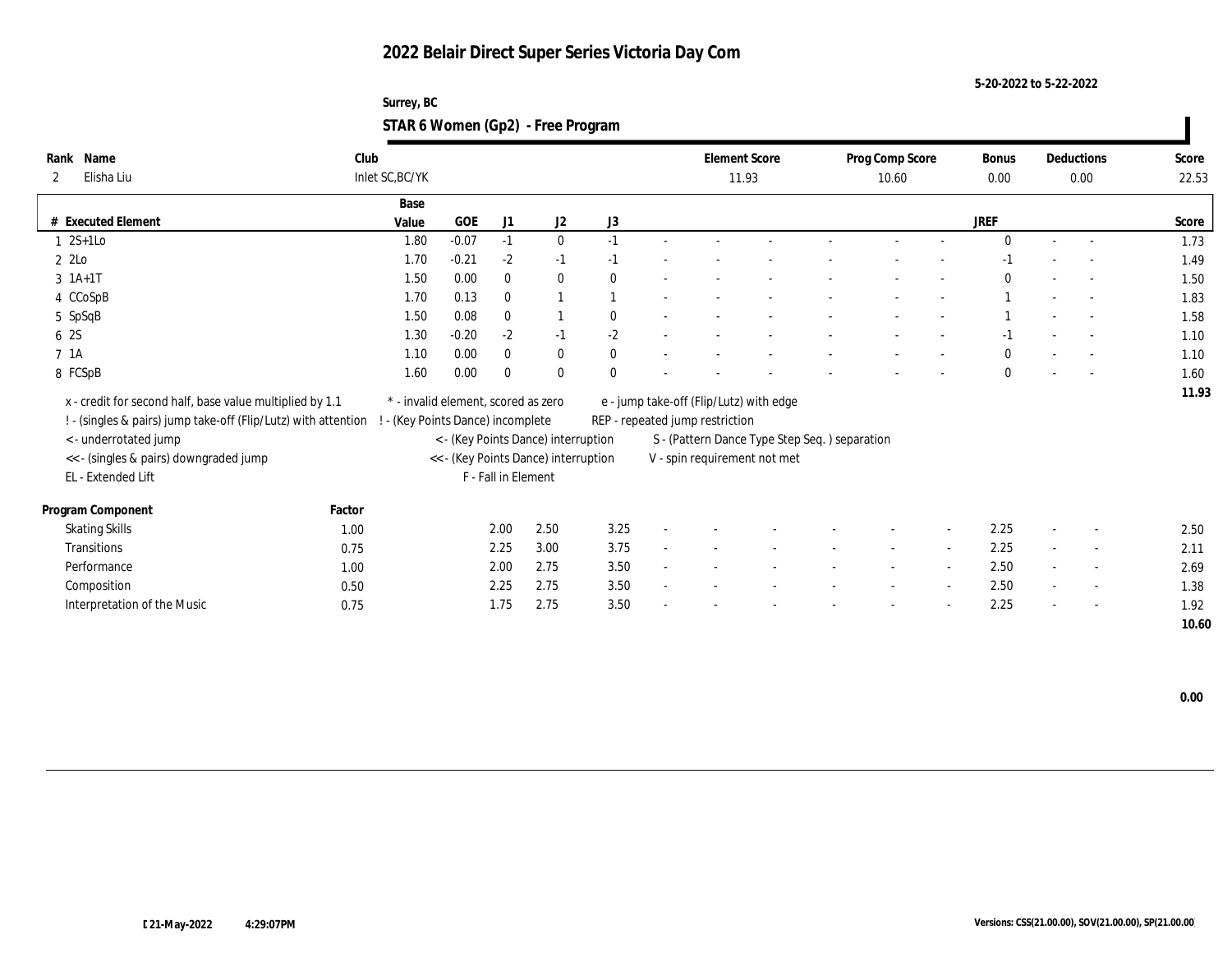# 2022 Belair Direct Super Series Victoria Day Com

5-20-2022 to 5-22-2022

Surrey, BC

## STAR 6 Women (Gp2) - Free Program

| Rank | Name | Club | Element Score | Prog Comp Score | Bonus | Deductions | Score |
|---|---|---|---|---|---|---|---|
| 2 | Elisha Liu | Inlet SC,BC/YK | 11.93 | 10.60 | 0.00 | 0.00 | 22.53 |

| # | Executed Element | Base Value | GOE | J1 | J2 | J3 | | | | | | | | | JREF | | | Score |
|---|---|---|---|---|---|---|---|---|---|---|---|---|---|---|---|---|---|---|
| 1 | 2S+1Lo | 1.80 | -0.07 | -1 | 0 | -1 | - | - | - | - | - | - | - | 0 | - | - | 1.73 |
| 2 | 2Lo | 1.70 | -0.21 | -2 | -1 | -1 | - | - | - | - | - | - | - | -1 | - | - | 1.49 |
| 3 | 1A+1T | 1.50 | 0.00 | 0 | 0 | 0 | - | - | - | - | - | - | - | 0 | - | - | 1.50 |
| 4 | CCoSpB | 1.70 | 0.13 | 0 | 1 | 1 | - | - | - | - | - | - | - | 1 | - | - | 1.83 |
| 5 | SpSqB | 1.50 | 0.08 | 0 | 1 | 0 | - | - | - | - | - | - | - | 1 | - | - | 1.58 |
| 6 | 2S | 1.30 | -0.20 | -2 | -1 | -2 | - | - | - | - | - | - | - | -1 | - | - | 1.10 |
| 7 | 1A | 1.10 | 0.00 | 0 | 0 | 0 | - | - | - | - | - | - | - | 0 | - | - | 1.10 |
| 8 | FCSpB | 1.60 | 0.00 | 0 | 0 | 0 | - | - | - | - | - | - | - | 0 | - | - | 1.60 |
| | | | | | | | | | | | | | | | | | 11.93 |

x - credit for second half, base value multiplied by 1.1
! - (singles & pairs) jump take-off (Flip/Lutz) with attention
< - underrotated jump
<< - (singles & pairs) downgraded jump
EL - Extended Lift
* - invalid element, scored as zero
! - (Key Points Dance) incomplete
< - (Key Points Dance) interruption
<< - (Key Points Dance) interruption
F - Fall in Element
e - jump take-off (Flip/Lutz) with edge
REP - repeated jump restriction
S - (Pattern Dance Type Step Seq. ) separation
V - spin requirement not met

| Program Component | Factor | J1 | J2 | J3 | | | | | | | | | JREF | | | Score |
|---|---|---|---|---|---|---|---|---|---|---|---|---|---|---|---|---|
| Skating Skills | 1.00 | 2.00 | 2.50 | 3.25 | - | - | - | - | - | - | - | 2.25 | - | - | 2.50 |
| Transitions | 0.75 | 2.25 | 3.00 | 3.75 | - | - | - | - | - | - | - | 2.25 | - | - | 2.11 |
| Performance | 1.00 | 2.00 | 2.75 | 3.50 | - | - | - | - | - | - | - | 2.50 | - | - | 2.69 |
| Composition | 0.50 | 2.25 | 2.75 | 3.50 | - | - | - | - | - | - | - | 2.50 | - | - | 1.38 |
| Interpretation of the Music | 0.75 | 1.75 | 2.75 | 3.50 | - | - | - | - | - | - | - | 2.25 | - | - | 1.92 |
| | | | | | | | | | | | | | | | 10.60 |

0.00

21-May-2022 4:29:07PM

Versions: CSS(21.00.00), SOV(21.00.00), SP(21.00.00)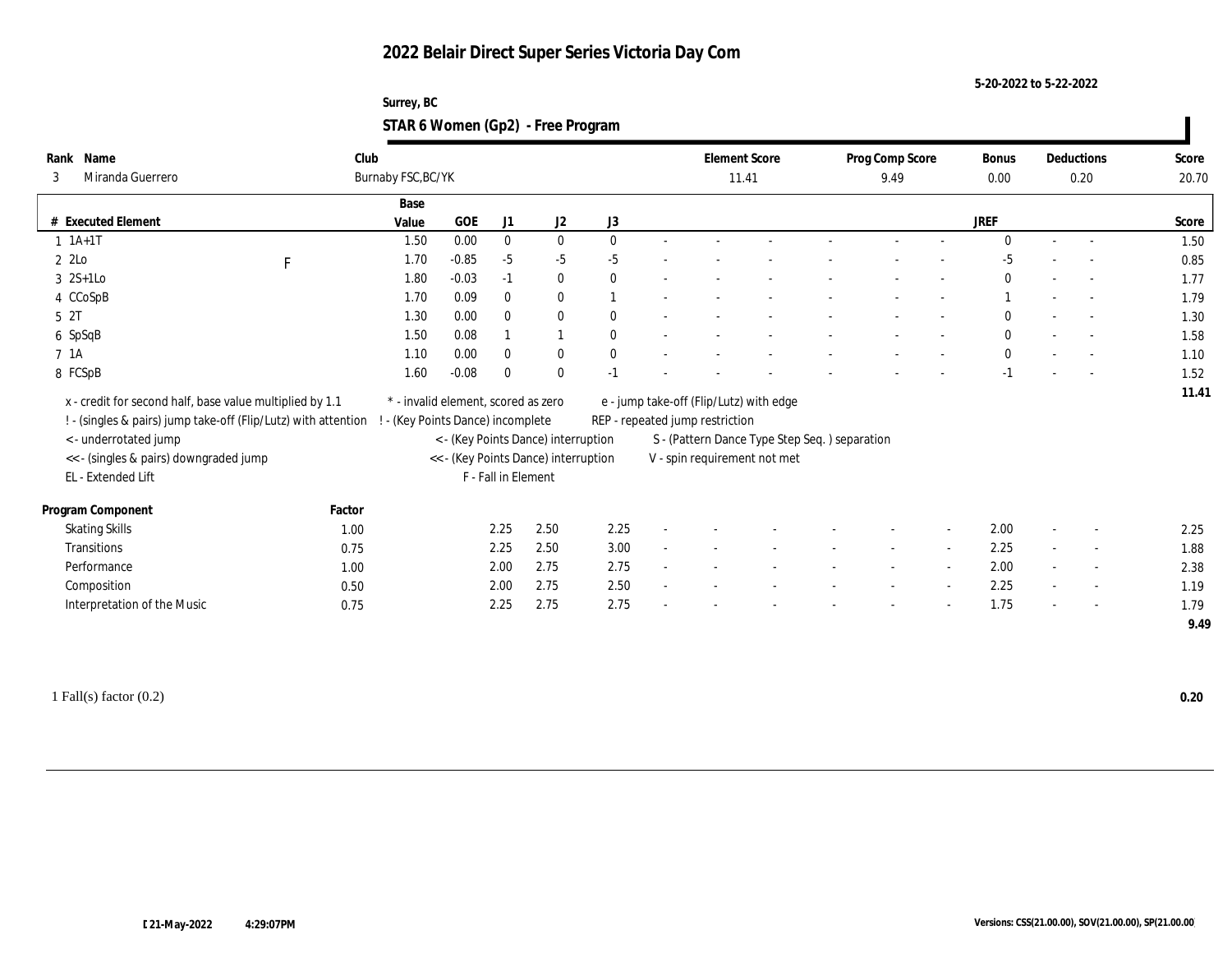# 2022 Belair Direct Super Series Victoria Day Com

5-20-2022 to 5-22-2022

Surrey, BC

## STAR 6 Women (Gp2) - Free Program

| Rank | Name | Club | Element Score | Prog Comp Score | Bonus | Deductions | Score |
|---|---|---|---|---|---|---|---|
| 3 | Miranda Guerrero | Burnaby FSC,BC/YK | 11.41 | 9.49 | 0.00 | 0.20 | 20.70 |

| # | Executed Element | | Base Value | GOE | J1 | J2 | J3 | | | | | | | | | JREF | | | Score |
|---|---|---|---|---|---|---|---|---|---|---|---|---|---|---|---|---|---|---|---|
| 1 | 1A+1T | | 1.50 | 0.00 | 0 | 0 | 0 | - | - | - | - | - | - | - | 0 | - | - | 1.50 |
| 2 | 2Lo | F | 1.70 | -0.85 | -5 | -5 | -5 | - | - | - | - | - | - | - | -5 | - | - | 0.85 |
| 3 | 2S+1Lo | | 1.80 | -0.03 | -1 | 0 | 0 | - | - | - | - | - | - | - | 0 | - | - | 1.77 |
| 4 | CCoSpB | | 1.70 | 0.09 | 0 | 0 | 1 | - | - | - | - | - | - | - | 1 | - | - | 1.79 |
| 5 | 2T | | 1.30 | 0.00 | 0 | 0 | 0 | - | - | - | - | - | - | - | 0 | - | - | 1.30 |
| 6 | SpSqB | | 1.50 | 0.08 | 1 | 1 | 0 | - | - | - | - | - | - | - | 0 | - | - | 1.58 |
| 7 | 1A | | 1.10 | 0.00 | 0 | 0 | 0 | - | - | - | - | - | - | - | 0 | - | - | 1.10 |
| 8 | FCSpB | | 1.60 | -0.08 | 0 | 0 | -1 | - | - | - | - | - | - | - | -1 | - | - | 1.52 |
| | | | | | | | | | | | | | | | | | | | 11.41 |

x - credit for second half, base value multiplied by 1.1
! - (singles & pairs) jump take-off (Flip/Lutz) with attention
< - underrotated jump
<< - (singles & pairs) downgraded jump
EL - Extended Lift
\* - invalid element, scored as zero
! - (Key Points Dance) incomplete
< - (Key Points Dance) interruption
<< - (Key Points Dance) interruption
F - Fall in Element
e - jump take-off (Flip/Lutz) with edge
REP - repeated jump restriction
S - (Pattern Dance Type Step Seq. ) separation
V - spin requirement not met

| Program Component | Factor | J1 | J2 | J3 | | | | | | | JREF | | | Score |
|---|---|---|---|---|---|---|---|---|---|---|---|---|---|---|
| Skating Skills | 1.00 | 2.25 | 2.50 | 2.25 | - | - | - | - | - | - | 2.00 | - | - | 2.25 |
| Transitions | 0.75 | 2.25 | 2.50 | 3.00 | - | - | - | - | - | - | 2.25 | - | - | 1.88 |
| Performance | 1.00 | 2.00 | 2.75 | 2.75 | - | - | - | - | - | - | 2.00 | - | - | 2.38 |
| Composition | 0.50 | 2.00 | 2.75 | 2.50 | - | - | - | - | - | - | 2.25 | - | - | 1.19 |
| Interpretation of the Music | 0.75 | 2.25 | 2.75 | 2.75 | - | - | - | - | - | - | 1.75 | - | - | 1.79 |
| | | | | | | | | | | | | | | 9.49 |

1 Fall(s) factor (0.2) **0.20**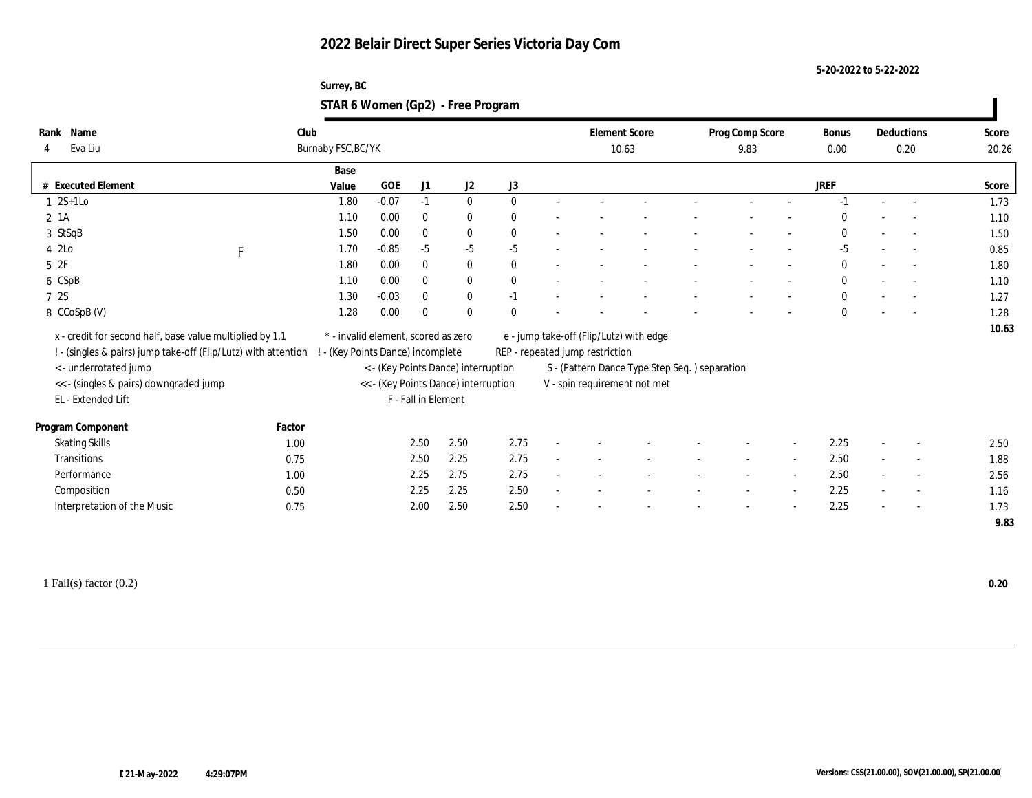# 2022 Belair Direct Super Series Victoria Day Com

5-20-2022 to 5-22-2022

Surrey, BC

## STAR 6 Women (Gp2) - Free Program

| Rank | Name | Club | Element Score | Prog Comp Score | Bonus | Deductions | Score |
|---|---|---|---|---|---|---|---|
| 4 | Eva Liu | Burnaby FSC,BC/YK | 10.63 | 9.83 | 0.00 | 0.20 | 20.26 |

| # | Executed Element | | Base Value | GOE | J1 | J2 | J3 | | | | | | | | | JREF | | | Score |
|---|---|---|---|---|---|---|---|---|---|---|---|---|---|---|---|---|---|---|---|
| 1 | 2S+1Lo | | 1.80 | -0.07 | -1 | 0 | 0 | - | - | - | - | - | - | - | | -1 | - | - | 1.73 |
| 2 | 1A | | 1.10 | 0.00 | 0 | 0 | 0 | - | - | - | - | - | - | - | | 0 | - | - | 1.10 |
| 3 | StSqB | | 1.50 | 0.00 | 0 | 0 | 0 | - | - | - | - | - | - | - | | 0 | - | - | 1.50 |
| 4 | 2Lo | F | 1.70 | -0.85 | -5 | -5 | -5 | - | - | - | - | - | - | - | | -5 | - | - | 0.85 |
| 5 | 2F | | 1.80 | 0.00 | 0 | 0 | 0 | - | - | - | - | - | - | - | | 0 | - | - | 1.80 |
| 6 | CSpB | | 1.10 | 0.00 | 0 | 0 | 0 | - | - | - | - | - | - | - | | 0 | - | - | 1.10 |
| 7 | 2S | | 1.30 | -0.03 | 0 | 0 | -1 | - | - | - | - | - | - | - | | 0 | - | - | 1.27 |
| 8 | CCoSpB (V) | | 1.28 | 0.00 | 0 | 0 | 0 | - | - | - | - | - | - | - | | 0 | - | - | 1.28 |
| | | | | | | | | | | | | | | | | | | | 10.63 |

x - credit for second half, base value multiplied by 1.1
! - (singles & pairs) jump take-off (Flip/Lutz) with attention
< - underrotated jump
<< - (singles & pairs) downgraded jump
EL - Extended Lift
\* - invalid element, scored as zero
! - (Key Points Dance) incomplete
< - (Key Points Dance) interruption
<< - (Key Points Dance) interruption
F - Fall in Element
e - jump take-off (Flip/Lutz) with edge
REP - repeated jump restriction
S - (Pattern Dance Type Step Seq. ) separation
V - spin requirement not met

| Program Component | Factor | J1 | J2 | J3 | | | | | | | | JREF | | | Score |
|---|---|---|---|---|---|---|---|---|---|---|---|---|---|---|---|
| Skating Skills | 1.00 | 2.50 | 2.50 | 2.75 | - | - | - | - | - | - | - | 2.25 | - | - | 2.50 |
| Transitions | 0.75 | 2.50 | 2.25 | 2.75 | - | - | - | - | - | - | - | 2.50 | - | - | 1.88 |
| Performance | 1.00 | 2.25 | 2.75 | 2.75 | - | - | - | - | - | - | - | 2.50 | - | - | 2.56 |
| Composition | 0.50 | 2.25 | 2.25 | 2.50 | - | - | - | - | - | - | - | 2.25 | - | - | 1.16 |
| Interpretation of the Music | 0.75 | 2.00 | 2.50 | 2.50 | - | - | - | - | - | - | - | 2.25 | - | - | 1.73 |
| | | | | | | | | | | | | | | | 9.83 |

1 Fall(s) factor (0.2) **0.20**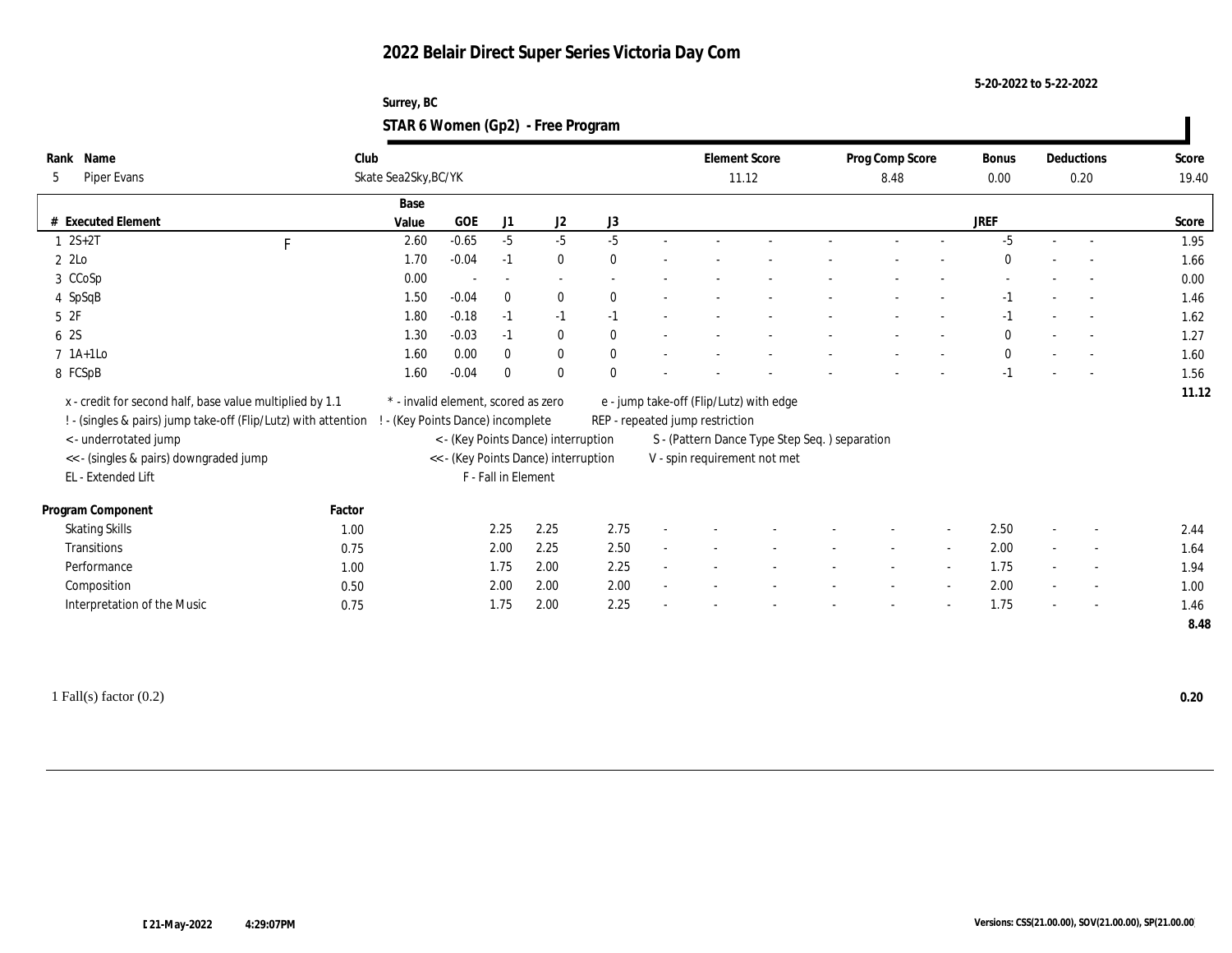# 2022 Belair Direct Super Series Victoria Day Com

5-20-2022 to 5-22-2022

Surrey, BC

## STAR 6 Women (Gp2) - Free Program

| Rank | Name | Club | Element Score | Prog Comp Score | Bonus | Deductions | Score |
|---|---|---|---|---|---|---|---|
| 5 | Piper Evans | Skate Sea2Sky,BC/YK | 11.12 | 8.48 | 0.00 | 0.20 | 19.40 |

| # | Executed Element | | Base Value | GOE | J1 | J2 | J3 | | | | | | | JREF | | | Score |
|---|---|---|---|---|---|---|---|---|---|---|---|---|---|---|---|---|---|
| 1 | 2S+2T | F | 2.60 | -0.65 | -5 | -5 | -5 | - | - | - | - | - | - | -5 | - | - | 1.95 |
| 2 | 2Lo | | 1.70 | -0.04 | -1 | 0 | 0 | - | - | - | - | - | - | 0 | - | - | 1.66 |
| 3 | CCoSp | | 0.00 | - | - | - | - | - | - | - | - | - | - | - | - | - | 0.00 |
| 4 | SpSqB | | 1.50 | -0.04 | 0 | 0 | 0 | - | - | - | - | - | - | -1 | - | - | 1.46 |
| 5 | 2F | | 1.80 | -0.18 | -1 | -1 | -1 | - | - | - | - | - | - | -1 | - | - | 1.62 |
| 6 | 2S | | 1.30 | -0.03 | -1 | 0 | 0 | - | - | - | - | - | - | 0 | - | - | 1.27 |
| 7 | 1A+1Lo | | 1.60 | 0.00 | 0 | 0 | 0 | - | - | - | - | - | - | 0 | - | - | 1.60 |
| 8 | FCSpB | | 1.60 | -0.04 | 0 | 0 | 0 | - | - | - | - | - | - | -1 | - | - | 1.56 |
| | | | | | | | | | | | | | | | | | 11.12 |

x - credit for second half, base value multiplied by 1.1
! - (singles & pairs) jump take-off (Flip/Lutz) with attention
< - underrotated jump
<< - (singles & pairs) downgraded jump
EL - Extended Lift
* - invalid element, scored as zero
! - (Key Points Dance) incomplete
< - (Key Points Dance) interruption
<< - (Key Points Dance) interruption
F - Fall in Element
e - jump take-off (Flip/Lutz) with edge
REP - repeated jump restriction
S - (Pattern Dance Type Step Seq. ) separation
V - spin requirement not met

| Program Component | Factor | J1 | J2 | J3 | | | | | | | JREF | | | Score |
|---|---|---|---|---|---|---|---|---|---|---|---|---|---|---|
| Skating Skills | 1.00 | 2.25 | 2.25 | 2.75 | - | - | - | - | - | - | 2.50 | - | - | 2.44 |
| Transitions | 0.75 | 2.00 | 2.25 | 2.50 | - | - | - | - | - | - | 2.00 | - | - | 1.64 |
| Performance | 1.00 | 1.75 | 2.00 | 2.25 | - | - | - | - | - | - | 1.75 | - | - | 1.94 |
| Composition | 0.50 | 2.00 | 2.00 | 2.00 | - | - | - | - | - | - | 2.00 | - | - | 1.00 |
| Interpretation of the Music | 0.75 | 1.75 | 2.00 | 2.25 | - | - | - | - | - | - | 1.75 | - | - | 1.46 |
| | | | | | | | | | | | | | | 8.48 |

1 Fall(s) factor (0.2) **0.20**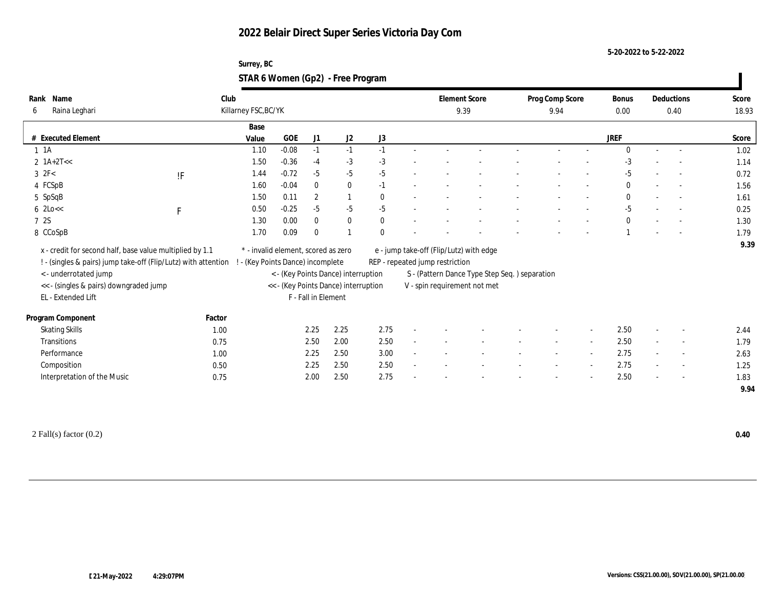# 2022 Belair Direct Super Series Victoria Day Com

5-20-2022 to 5-22-2022

Surrey, BC

## STAR 6 Women (Gp2) - Free Program

| Rank | Name | Club | Element Score | Prog Comp Score | Bonus | Deductions | Score |
|---|---|---|---|---|---|---|---|
| 6 | Raina Leghari | Killarney FSC,BC/YK | 9.39 | 9.94 | 0.00 | 0.40 | 18.93 |

| # | Executed Element | | Base Value | GOE | J1 | J2 | J3 | JREF | Score |
|---|---|---|---|---|---|---|---|---|---|
| 1 | 1A | | 1.10 | -0.08 | -1 | -1 | -1 | 0 | 1.02 |
| 2 | 1A+2T<< | | 1.50 | -0.36 | -4 | -3 | -3 | -3 | 1.14 |
| 3 | 2F< | !F | 1.44 | -0.72 | -5 | -5 | -5 | -5 | 0.72 |
| 4 | FCSpB | | 1.60 | -0.04 | 0 | 0 | -1 | 0 | 1.56 |
| 5 | SpSqB | | 1.50 | 0.11 | 2 | 1 | 0 | 0 | 1.61 |
| 6 | 2Lo<< | F | 0.50 | -0.25 | -5 | -5 | -5 | -5 | 0.25 |
| 7 | 2S | | 1.30 | 0.00 | 0 | 0 | 0 | 0 | 1.30 |
| 8 | CCoSpB | | 1.70 | 0.09 | 0 | 1 | 0 | 1 | 1.79 |
| | | | | | | | | | 9.39 |

x - credit for second half, base value multiplied by 1.1
! - (singles & pairs) jump take-off (Flip/Lutz) with attention
< - underrotated jump
<< - (singles & pairs) downgraded jump
EL - Extended Lift
* - invalid element, scored as zero
! - (Key Points Dance) incomplete
< - (Key Points Dance) interruption
<< - (Key Points Dance) interruption
F - Fall in Element
e - jump take-off (Flip/Lutz) with edge
REP - repeated jump restriction
S - (Pattern Dance Type Step Seq. ) separation
V - spin requirement not met

| Program Component | Factor | J1 | J2 | J3 | JREF | Score |
|---|---|---|---|---|---|---|
| Skating Skills | 1.00 | 2.25 | 2.25 | 2.75 | 2.50 | 2.44 |
| Transitions | 0.75 | 2.50 | 2.00 | 2.50 | 2.50 | 1.79 |
| Performance | 1.00 | 2.25 | 2.50 | 3.00 | 2.75 | 2.63 |
| Composition | 0.50 | 2.25 | 2.50 | 2.50 | 2.75 | 1.25 |
| Interpretation of the Music | 0.75 | 2.00 | 2.50 | 2.75 | 2.50 | 1.83 |
| | | | | | | 9.94 |

2 Fall(s) factor (0.2) **0.40**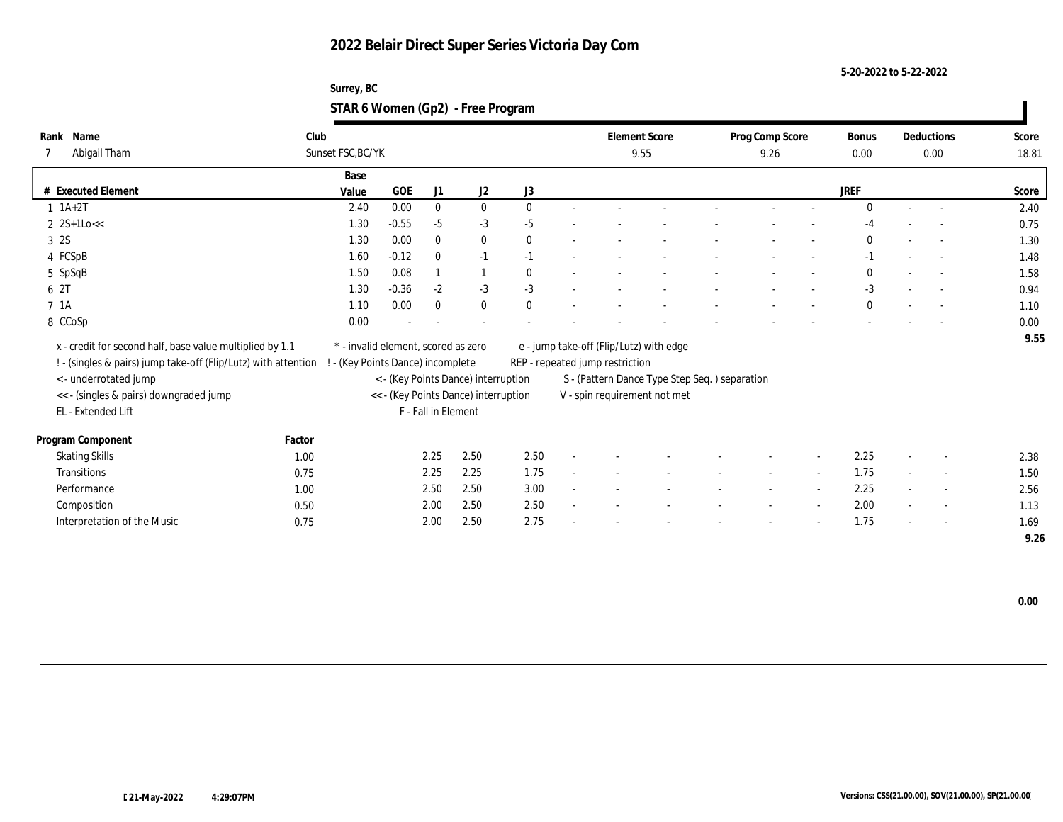# 2022 Belair Direct Super Series Victoria Day Com

5-20-2022 to 5-22-2022

Surrey, BC

## STAR 6 Women (Gp2) - Free Program

| Rank | Name | Club | Element Score | Prog Comp Score | Bonus | Deductions | Score |
|---|---|---|---|---|---|---|---|
| 7 | Abigail Tham | Sunset FSC,BC/YK | 9.55 | 9.26 | 0.00 | 0.00 | 18.81 |

| # | Executed Element | Base Value | GOE | J1 | J2 | J3 | | | | | | | | JREF | | | Score |
|---|---|---|---|---|---|---|---|---|---|---|---|---|---|---|---|---|---|
| 1 | 1A+2T | 2.40 | 0.00 | 0 | 0 | 0 | - | - | - | - | - | - | - | 0 | - | - | 2.40 |
| 2 | 2S+1Lo<< | 1.30 | -0.55 | -5 | -3 | -5 | - | - | - | - | - | - | - | -4 | - | - | 0.75 |
| 3 | 2S | 1.30 | 0.00 | 0 | 0 | 0 | - | - | - | - | - | - | - | 0 | - | - | 1.30 |
| 4 | FCSpB | 1.60 | -0.12 | 0 | -1 | -1 | - | - | - | - | - | - | - | -1 | - | - | 1.48 |
| 5 | SpSqB | 1.50 | 0.08 | 1 | 1 | 0 | - | - | - | - | - | - | - | 0 | - | - | 1.58 |
| 6 | 2T | 1.30 | -0.36 | -2 | -3 | -3 | - | - | - | - | - | - | - | -3 | - | - | 0.94 |
| 7 | 1A | 1.10 | 0.00 | 0 | 0 | 0 | - | - | - | - | - | - | - | 0 | - | - | 1.10 |
| 8 | CCoSp | 0.00 | - | - | - | - | - | - | - | - | - | - | - | - | - | - | 0.00 |
| | | | | | | | | | | | | | | | | | 9.55 |

x - credit for second half, base value multiplied by 1.1
! - (singles & pairs) jump take-off (Flip/Lutz) with attention
< - underrotated jump
<< - (singles & pairs) downgraded jump
EL - Extended Lift

\* - invalid element, scored as zero
! - (Key Points Dance) incomplete
< - (Key Points Dance) interruption
<< - (Key Points Dance) interruption
F - Fall in Element

e - jump take-off (Flip/Lutz) with edge
REP - repeated jump restriction
S - (Pattern Dance Type Step Seq. ) separation
V - spin requirement not met

| Program Component | Factor | J1 | J2 | J3 | | | | | | | | JREF | | | Score |
|---|---|---|---|---|---|---|---|---|---|---|---|---|---|---|---|
| Skating Skills | 1.00 | 2.25 | 2.50 | 2.50 | - | - | - | - | - | - | - | 2.25 | - | - | 2.38 |
| Transitions | 0.75 | 2.25 | 2.25 | 1.75 | - | - | - | - | - | - | - | 1.75 | - | - | 1.50 |
| Performance | 1.00 | 2.50 | 2.50 | 3.00 | - | - | - | - | - | - | - | 2.25 | - | - | 2.56 |
| Composition | 0.50 | 2.00 | 2.50 | 2.50 | - | - | - | - | - | - | - | 2.00 | - | - | 1.13 |
| Interpretation of the Music | 0.75 | 2.00 | 2.50 | 2.75 | - | - | - | - | - | - | - | 1.75 | - | - | 1.69 |
| | | | | | | | | | | | | | | | 9.26 |

0.00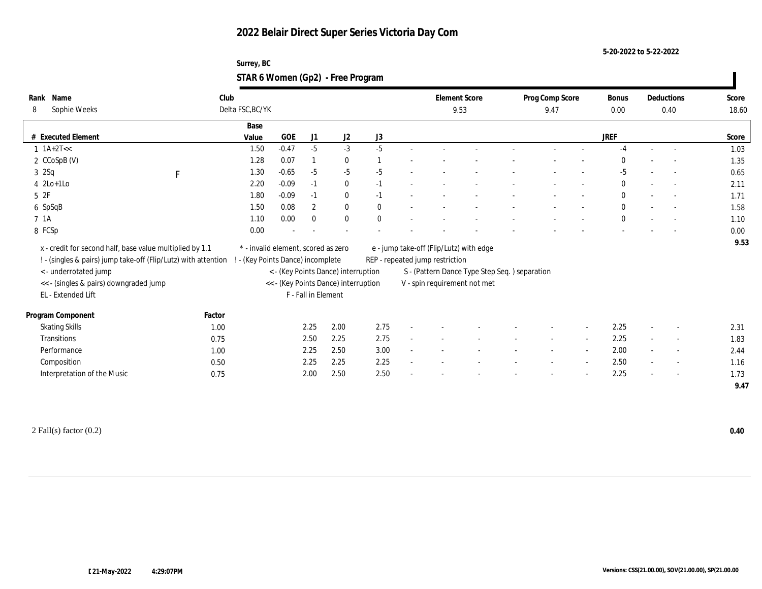# 2022 Belair Direct Super Series Victoria Day Com

5-20-2022 to 5-22-2022

Surrey, BC

## STAR 6 Women (Gp2) - Free Program

| Rank | Name | Club | Element Score | Prog Comp Score | Bonus | Deductions | Score |
|---|---|---|---|---|---|---|---|
| 8 | Sophie Weeks | Delta FSC,BC/YK | 9.53 | 9.47 | 0.00 | 0.40 | 18.60 |

| # | Executed Element | | Base Value | GOE | J1 | J2 | J3 | | | | | | | | | JREF | | | Score |
|---|---|---|---|---|---|---|---|---|---|---|---|---|---|---|---|---|---|---|---|
| 1 | 1A+2T<< | | 1.50 | -0.47 | -5 | -3 | -5 | - | - | - | - | - | - | - | - | -4 | - | - | 1.03 |
| 2 | CCoSpB (V) | | 1.28 | 0.07 | 1 | 0 | 1 | - | - | - | - | - | - | - | - | 0 | - | - | 1.35 |
| 3 | 2Sq | F | 1.30 | -0.65 | -5 | -5 | -5 | - | - | - | - | - | - | - | - | -5 | - | - | 0.65 |
| 4 | 2Lo+1Lo | | 2.20 | -0.09 | -1 | 0 | -1 | - | - | - | - | - | - | - | - | 0 | - | - | 2.11 |
| 5 | 2F | | 1.80 | -0.09 | -1 | 0 | -1 | - | - | - | - | - | - | - | - | 0 | - | - | 1.71 |
| 6 | SpSqB | | 1.50 | 0.08 | 2 | 0 | 0 | - | - | - | - | - | - | - | - | 0 | - | - | 1.58 |
| 7 | 1A | | 1.10 | 0.00 | 0 | 0 | 0 | - | - | - | - | - | - | - | - | 0 | - | - | 1.10 |
| 8 | FCSp | | 0.00 | - | - | - | - | - | - | - | - | - | - | - | - | - | - | - | 0.00 |
| | | | | | | | | | | | | | | | | | | | 9.53 |

x - credit for second half, base value multiplied by 1.1
! - (singles & pairs) jump take-off (Flip/Lutz) with attention
< - underrotated jump
<< - (singles & pairs) downgraded jump
EL - Extended Lift
* - invalid element, scored as zero
! - (Key Points Dance) incomplete
< - (Key Points Dance) interruption
<< - (Key Points Dance) interruption
F - Fall in Element
e - jump take-off (Flip/Lutz) with edge
REP - repeated jump restriction
S - (Pattern Dance Type Step Seq. ) separation
V - spin requirement not met

| Program Component | Factor | J1 | J2 | J3 | | | | | | | | JREF | | | Score |
|---|---|---|---|---|---|---|---|---|---|---|---|---|---|---|---|
| Skating Skills | 1.00 | 2.25 | 2.00 | 2.75 | - | - | - | - | - | - | - | 2.25 | - | - | 2.31 |
| Transitions | 0.75 | 2.50 | 2.25 | 2.75 | - | - | - | - | - | - | - | 2.25 | - | - | 1.83 |
| Performance | 1.00 | 2.25 | 2.50 | 3.00 | - | - | - | - | - | - | - | 2.00 | - | - | 2.44 |
| Composition | 0.50 | 2.25 | 2.25 | 2.25 | - | - | - | - | - | - | - | 2.50 | - | - | 1.16 |
| Interpretation of the Music | 0.75 | 2.00 | 2.50 | 2.50 | - | - | - | - | - | - | - | 2.25 | - | - | 1.73 |
| | | | | | | | | | | | | | | | 9.47 |

2 Fall(s) factor (0.2) — 0.40

21-May-2022 4:29:07PM

Versions: CSS(21.00.00), SOV(21.00.00), SP(21.00.00)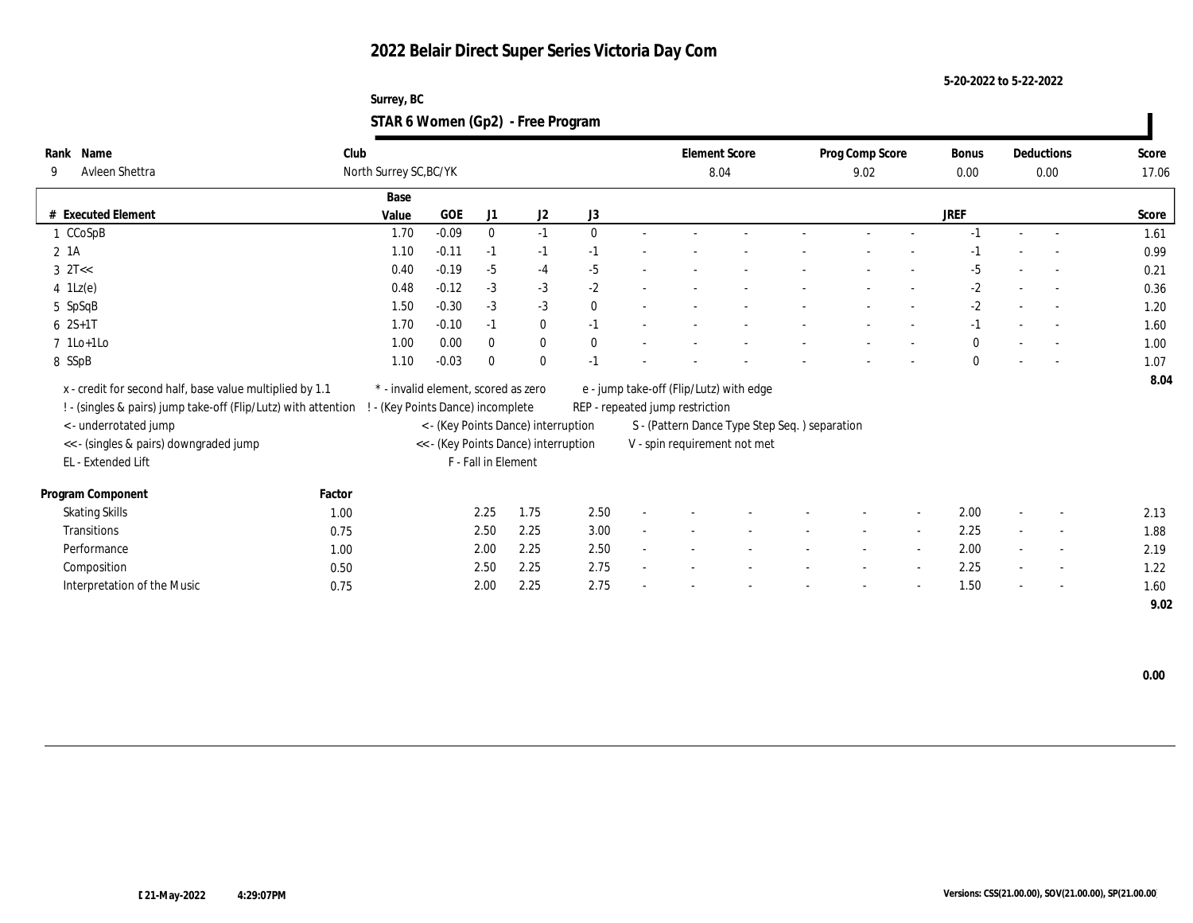# 2022 Belair Direct Super Series Victoria Day Com

5-20-2022 to 5-22-2022

Surrey, BC

## STAR 6 Women (Gp2) - Free Program

| Rank | Name | Club | Element Score | Prog Comp Score | Bonus | Deductions | Score |
|---|---|---|---|---|---|---|---|
| 9 | Avleen Shettra | North Surrey SC,BC/YK | 8.04 | 9.02 | 0.00 | 0.00 | 17.06 |

| # | Executed Element | Base Value | GOE | J1 | J2 | J3 | | | | | | | JREF | | | Score |
|---|---|---|---|---|---|---|---|---|---|---|---|---|---|---|---|---|
| 1 | CCoSpB | 1.70 | -0.09 | 0 | -1 | 0 | - | - | - | - | - | - | -1 | - | - | 1.61 |
| 2 | 1A | 1.10 | -0.11 | -1 | -1 | -1 | - | - | - | - | - | - | -1 | - | - | 0.99 |
| 3 | 2T<< | 0.40 | -0.19 | -5 | -4 | -5 | - | - | - | - | - | - | -5 | - | - | 0.21 |
| 4 | 1Lz(e) | 0.48 | -0.12 | -3 | -3 | -2 | - | - | - | - | - | - | -2 | - | - | 0.36 |
| 5 | SpSqB | 1.50 | -0.30 | -3 | -3 | 0 | - | - | - | - | - | - | -2 | - | - | 1.20 |
| 6 | 2S+1T | 1.70 | -0.10 | -1 | 0 | -1 | - | - | - | - | - | - | -1 | - | - | 1.60 |
| 7 | 1Lo+1Lo | 1.00 | 0.00 | 0 | 0 | 0 | - | - | - | - | - | - | 0 | - | - | 1.00 |
| 8 | SSpB | 1.10 | -0.03 | 0 | 0 | -1 | - | - | - | - | - | - | 0 | - | - | 1.07 |
| | | | | | | | | | | | | | | | | 8.04 |

x - credit for second half, base value multiplied by 1.1
! - (singles & pairs) jump take-off (Flip/Lutz) with attention
< - underrotated jump
<< - (singles & pairs) downgraded jump
EL - Extended Lift
* - invalid element, scored as zero
! - (Key Points Dance) incomplete
< - (Key Points Dance) interruption
<< - (Key Points Dance) interruption
F - Fall in Element
e - jump take-off (Flip/Lutz) with edge
REP - repeated jump restriction
S - (Pattern Dance Type Step Seq. ) separation
V - spin requirement not met

| Program Component | Factor | J1 | J2 | J3 | | | | | | | JREF | | | Score |
|---|---|---|---|---|---|---|---|---|---|---|---|---|---|---|
| Skating Skills | 1.00 | 2.25 | 1.75 | 2.50 | - | - | - | - | - | - | 2.00 | - | - | 2.13 |
| Transitions | 0.75 | 2.50 | 2.25 | 3.00 | - | - | - | - | - | - | 2.25 | - | - | 1.88 |
| Performance | 1.00 | 2.00 | 2.25 | 2.50 | - | - | - | - | - | - | 2.00 | - | - | 2.19 |
| Composition | 0.50 | 2.50 | 2.25 | 2.75 | - | - | - | - | - | - | 2.25 | - | - | 1.22 |
| Interpretation of the Music | 0.75 | 2.00 | 2.25 | 2.75 | - | - | - | - | - | - | 1.50 | - | - | 1.60 |
| | | | | | | | | | | | | | | 9.02 |

0.00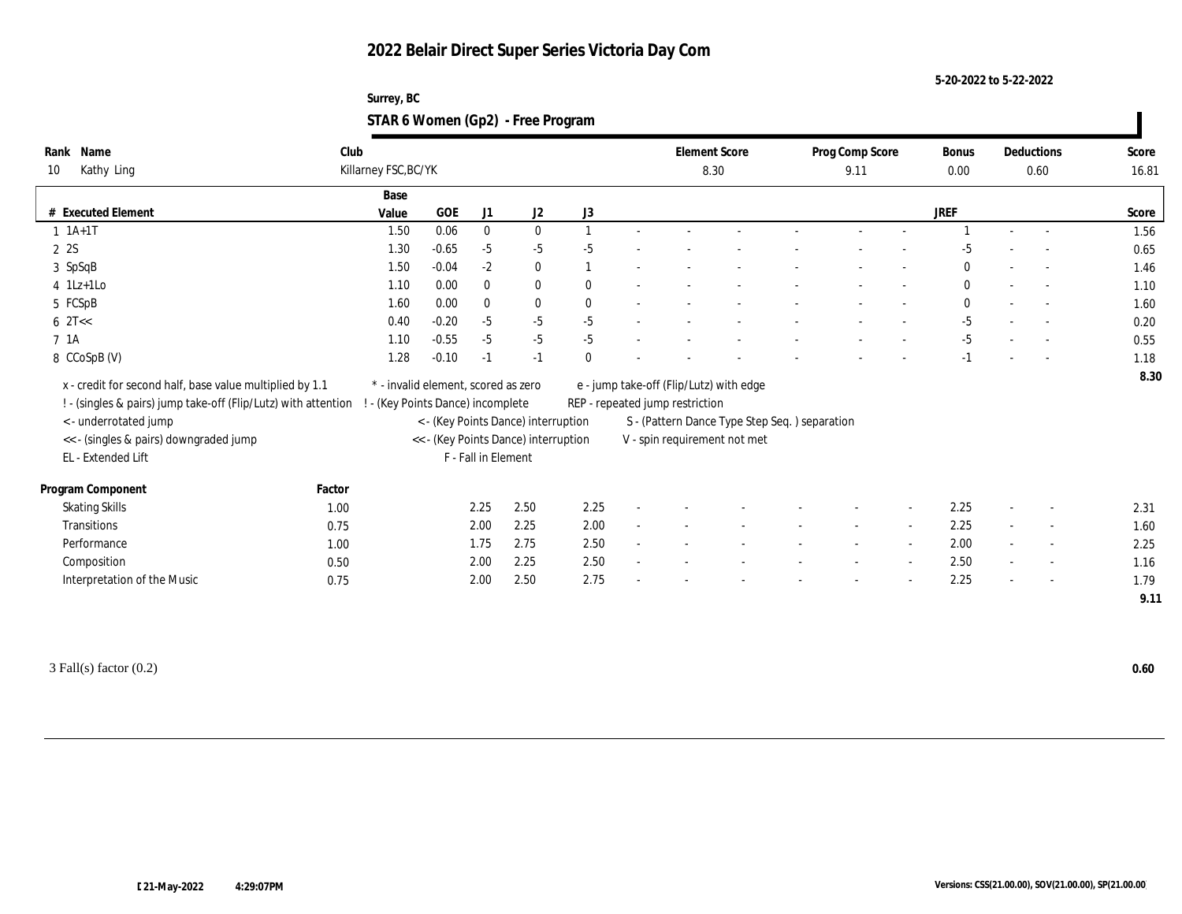# 2022 Belair Direct Super Series Victoria Day Com

5-20-2022 to 5-22-2022

Surrey, BC

## STAR 6 Women (Gp2) - Free Program

| Rank | Name | Club | Element Score | Prog Comp Score | Bonus | Deductions | Score |
|---|---|---|---|---|---|---|---|
| 10 | Kathy Ling | Killarney FSC,BC/YK | 8.30 | 9.11 | 0.00 | 0.60 | 16.81 |

| # | Executed Element | Base Value | GOE | J1 | J2 | J3 | | | | | | | JREF | | | Score |
|---|---|---|---|---|---|---|---|---|---|---|---|---|---|---|---|---|
| 1 | 1A+1T | 1.50 | 0.06 | 0 | 0 | 1 | - | - | - | - | - | - | 1 | - | - | 1.56 |
| 2 | 2S | 1.30 | -0.65 | -5 | -5 | -5 | - | - | - | - | - | - | -5 | - | - | 0.65 |
| 3 | SpSqB | 1.50 | -0.04 | -2 | 0 | 1 | - | - | - | - | - | - | 0 | - | - | 1.46 |
| 4 | 1Lz+1Lo | 1.10 | 0.00 | 0 | 0 | 0 | - | - | - | - | - | - | 0 | - | - | 1.10 |
| 5 | FCSpB | 1.60 | 0.00 | 0 | 0 | 0 | - | - | - | - | - | - | 0 | - | - | 1.60 |
| 6 | 2T<< | 0.40 | -0.20 | -5 | -5 | -5 | - | - | - | - | - | - | -5 | - | - | 0.20 |
| 7 | 1A | 1.10 | -0.55 | -5 | -5 | -5 | - | - | - | - | - | - | -5 | - | - | 0.55 |
| 8 | CCoSpB (V) | 1.28 | -0.10 | -1 | -1 | 0 | - | - | - | - | - | - | -1 | - | - | 1.18 |
| | | | | | | | | | | | | | | | | 8.30 |

x - credit for second half, base value multiplied by 1.1
! - (singles & pairs) jump take-off (Flip/Lutz) with attention
< - underrotated jump
<< - (singles & pairs) downgraded jump
EL - Extended Lift
\* - invalid element, scored as zero
! - (Key Points Dance) incomplete
< - (Key Points Dance) interruption
<< - (Key Points Dance) interruption
F - Fall in Element
e - jump take-off (Flip/Lutz) with edge
REP - repeated jump restriction
S - (Pattern Dance Type Step Seq. ) separation
V - spin requirement not met

| Program Component | Factor | J1 | J2 | J3 | | | | | | | JREF | | | Score |
|---|---|---|---|---|---|---|---|---|---|---|---|---|---|---|
| Skating Skills | 1.00 | 2.25 | 2.50 | 2.25 | - | - | - | - | - | - | 2.25 | - | - | 2.31 |
| Transitions | 0.75 | 2.00 | 2.25 | 2.00 | - | - | - | - | - | - | 2.25 | - | - | 1.60 |
| Performance | 1.00 | 1.75 | 2.75 | 2.50 | - | - | - | - | - | - | 2.00 | - | - | 2.25 |
| Composition | 0.50 | 2.00 | 2.25 | 2.50 | - | - | - | - | - | - | 2.50 | - | - | 1.16 |
| Interpretation of the Music | 0.75 | 2.00 | 2.50 | 2.75 | - | - | - | - | - | - | 2.25 | - | - | 1.79 |
| | | | | | | | | | | | | | | 9.11 |

3 Fall(s) factor (0.2) **0.60**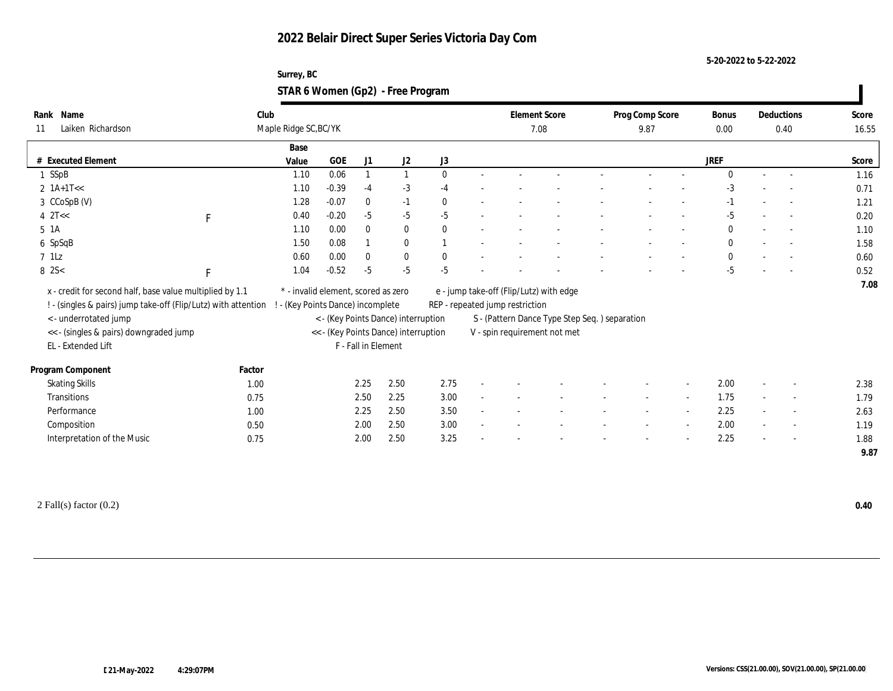# 2022 Belair Direct Super Series Victoria Day Com

5-20-2022 to 5-22-2022

Surrey, BC

## STAR 6 Women (Gp2) - Free Program

| Rank | Name | Club | Element Score | Prog Comp Score | Bonus | Deductions | Score |
|---|---|---|---|---|---|---|---|
| 11 | Laiken Richardson | Maple Ridge SC,BC/YK | 7.08 | 9.87 | 0.00 | 0.40 | 16.55 |

| # | Executed Element | | Base Value | GOE | J1 | J2 | J3 | | | | | | | | | JREF | | | Score |
|---|---|---|---|---|---|---|---|---|---|---|---|---|---|---|---|---|---|---|---|
| 1 | SSpB | | 1.10 | 0.06 | 1 | 1 | 0 | - | - | - | - | - | - | - | - | 0 | - | - | 1.16 |
| 2 | 1A+1T<< | | 1.10 | -0.39 | -4 | -3 | -4 | - | - | - | - | - | - | - | - | -3 | - | - | 0.71 |
| 3 | CCoSpB (V) | | 1.28 | -0.07 | 0 | -1 | 0 | - | - | - | - | - | - | - | - | -1 | - | - | 1.21 |
| 4 | 2T<< | F | 0.40 | -0.20 | -5 | -5 | -5 | - | - | - | - | - | - | - | - | -5 | - | - | 0.20 |
| 5 | 1A | | 1.10 | 0.00 | 0 | 0 | 0 | - | - | - | - | - | - | - | - | 0 | - | - | 1.10 |
| 6 | SpSqB | | 1.50 | 0.08 | 1 | 0 | 1 | - | - | - | - | - | - | - | - | 0 | - | - | 1.58 |
| 7 | 1Lz | | 0.60 | 0.00 | 0 | 0 | 0 | - | - | - | - | - | - | - | - | 0 | - | - | 0.60 |
| 8 | 2S< | F | 1.04 | -0.52 | -5 | -5 | -5 | - | - | - | - | - | - | - | - | -5 | - | - | 0.52 |
| | | | | | | | | | | | | | | | | | | | 7.08 |

x - credit for second half, base value multiplied by 1.1
! - (singles & pairs) jump take-off (Flip/Lutz) with attention
< - underrotated jump
<< - (singles & pairs) downgraded jump
EL - Extended Lift
* - invalid element, scored as zero
! - (Key Points Dance) incomplete
< - (Key Points Dance) interruption
<< - (Key Points Dance) interruption
F - Fall in Element
e - jump take-off (Flip/Lutz) with edge
REP - repeated jump restriction
S - (Pattern Dance Type Step Seq. ) separation
V - spin requirement not met

| Program Component | Factor | J1 | J2 | J3 | | | | | | | | | JREF | | | Score |
|---|---|---|---|---|---|---|---|---|---|---|---|---|---|---|---|---|
| Skating Skills | 1.00 | 2.25 | 2.50 | 2.75 | - | - | - | - | - | - | - | - | 2.00 | - | - | 2.38 |
| Transitions | 0.75 | 2.50 | 2.25 | 3.00 | - | - | - | - | - | - | - | - | 1.75 | - | - | 1.79 |
| Performance | 1.00 | 2.25 | 2.50 | 3.50 | - | - | - | - | - | - | - | - | 2.25 | - | - | 2.63 |
| Composition | 0.50 | 2.00 | 2.50 | 3.00 | - | - | - | - | - | - | - | - | 2.00 | - | - | 1.19 |
| Interpretation of the Music | 0.75 | 2.00 | 2.50 | 3.25 | - | - | - | - | - | - | - | - | 2.25 | - | - | 1.88 |
| | | | | | | | | | | | | | | | | 9.87 |

2 Fall(s) factor (0.2) **0.40**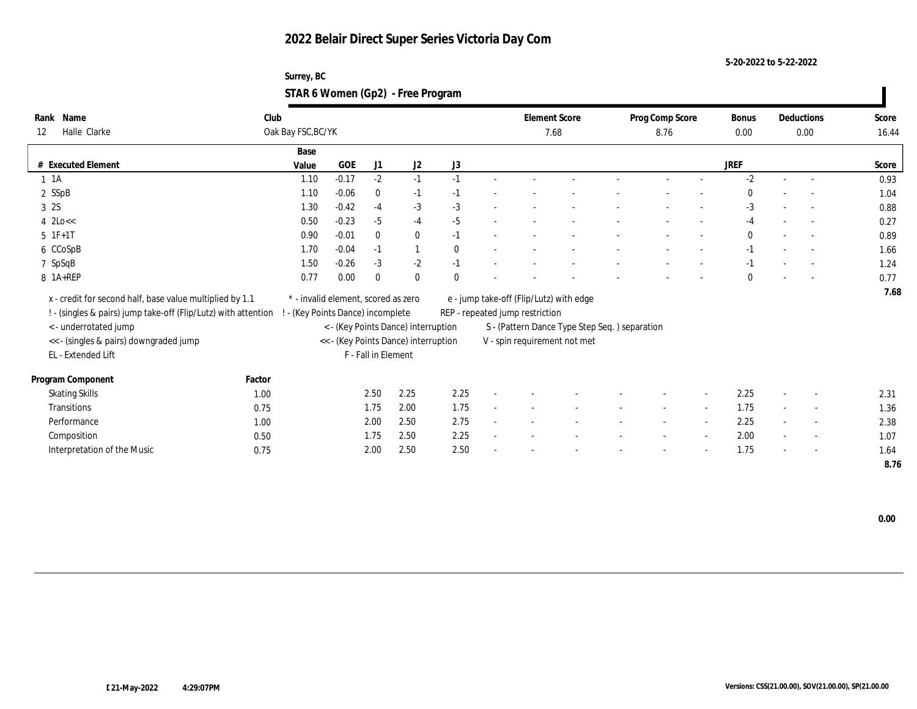# 2022 Belair Direct Super Series Victoria Day Com

5-20-2022 to 5-22-2022

Surrey, BC

## STAR 6 Women (Gp2) - Free Program

| Rank | Name | Club | Element Score | Prog Comp Score | Bonus | Deductions | Score |
|---|---|---|---|---|---|---|---|
| 12 | Halle Clarke | Oak Bay FSC,BC/YK | 7.68 | 8.76 | 0.00 | 0.00 | 16.44 |

| # | Executed Element | Base Value | GOE | J1 | J2 | J3 | | | | | | | JREF | | | Score |
|---|---|---|---|---|---|---|---|---|---|---|---|---|---|---|---|---|
| 1 | 1A | 1.10 | -0.17 | -2 | -1 | -1 | - | - | - | - | - | - | -2 | - | - | 0.93 |
| 2 | SSpB | 1.10 | -0.06 | 0 | -1 | -1 | - | - | - | - | - | - | 0 | - | - | 1.04 |
| 3 | 2S | 1.30 | -0.42 | -4 | -3 | -3 | - | - | - | - | - | - | -3 | - | - | 0.88 |
| 4 | 2Lo<< | 0.50 | -0.23 | -5 | -4 | -5 | - | - | - | - | - | - | -4 | - | - | 0.27 |
| 5 | 1F+1T | 0.90 | -0.01 | 0 | 0 | -1 | - | - | - | - | - | - | 0 | - | - | 0.89 |
| 6 | CCoSpB | 1.70 | -0.04 | -1 | 1 | 0 | - | - | - | - | - | - | -1 | - | - | 1.66 |
| 7 | SpSqB | 1.50 | -0.26 | -3 | -2 | -1 | - | - | - | - | - | - | -1 | - | - | 1.24 |
| 8 | 1A+REP | 0.77 | 0.00 | 0 | 0 | 0 | - | - | - | - | - | - | 0 | - | - | 0.77 |
| | | | | | | | | | | | | | | | | 7.68 |

x - credit for second half, base value multiplied by 1.1
! - (singles & pairs) jump take-off (Flip/Lutz) with attention
< - underrotated jump
<< - (singles & pairs) downgraded jump
EL - Extended Lift

\* - invalid element, scored as zero
! - (Key Points Dance) incomplete
< - (Key Points Dance) interruption
<< - (Key Points Dance) interruption
F - Fall in Element

e - jump take-off (Flip/Lutz) with edge
REP - repeated jump restriction
S - (Pattern Dance Type Step Seq. ) separation
V - spin requirement not met

| Program Component | Factor | J1 | J2 | J3 | | | | | | | JREF | | | Score |
|---|---|---|---|---|---|---|---|---|---|---|---|---|---|---|
| Skating Skills | 1.00 | 2.50 | 2.25 | 2.25 | - | - | - | - | - | - | 2.25 | - | - | 2.31 |
| Transitions | 0.75 | 1.75 | 2.00 | 1.75 | - | - | - | - | - | - | 1.75 | - | - | 1.36 |
| Performance | 1.00 | 2.00 | 2.50 | 2.75 | - | - | - | - | - | - | 2.25 | - | - | 2.38 |
| Composition | 0.50 | 1.75 | 2.50 | 2.25 | - | - | - | - | - | - | 2.00 | - | - | 1.07 |
| Interpretation of the Music | 0.75 | 2.00 | 2.50 | 2.50 | - | - | - | - | - | - | 1.75 | - | - | 1.64 |
| | | | | | | | | | | | | | | 8.76 |

0.00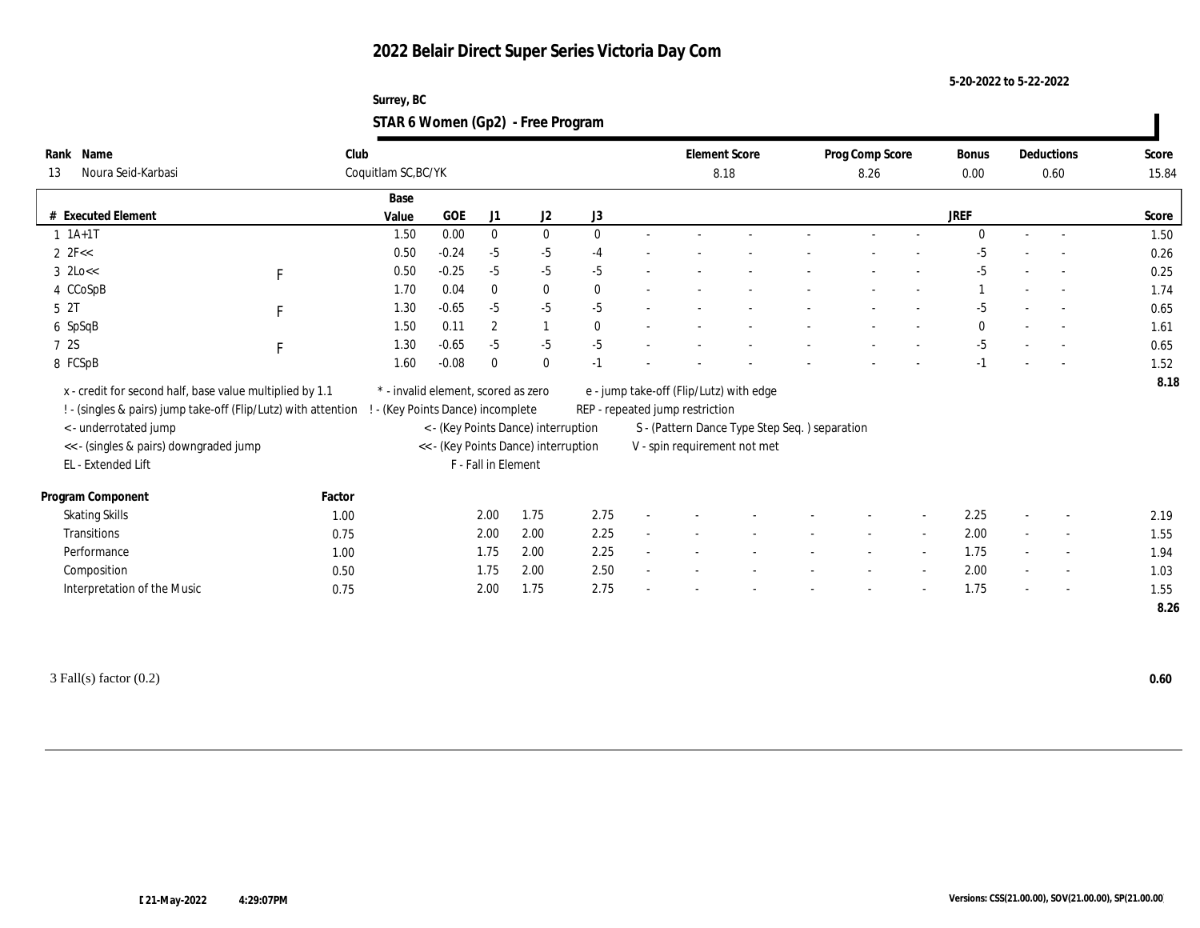# 2022 Belair Direct Super Series Victoria Day Com

5-20-2022 to 5-22-2022

Surrey, BC

## STAR 6 Women (Gp2) - Free Program

| Rank | Name | Club | Element Score | Prog Comp Score | Bonus | Deductions | Score |
|---|---|---|---|---|---|---|---|
| 13 | Noura Seid-Karbasi | Coquitlam SC,BC/YK | 8.18 | 8.26 | 0.00 | 0.60 | 15.84 |

| # | Executed Element | | Base Value | GOE | J1 | J2 | J3 | | | | | | | JREF | | | Score |
|---|---|---|---|---|---|---|---|---|---|---|---|---|---|---|---|---|---|
| 1 | 1A+1T | | 1.50 | 0.00 | 0 | 0 | 0 | - | - | - | - | - | - | 0 | - | - | 1.50 |
| 2 | 2F<< | | 0.50 | -0.24 | -5 | -5 | -4 | - | - | - | - | - | - | -5 | - | - | 0.26 |
| 3 | 2Lo<< | F | 0.50 | -0.25 | -5 | -5 | -5 | - | - | - | - | - | - | -5 | - | - | 0.25 |
| 4 | CCoSpB | | 1.70 | 0.04 | 0 | 0 | 0 | - | - | - | - | - | - | 1 | - | - | 1.74 |
| 5 | 2T | F | 1.30 | -0.65 | -5 | -5 | -5 | - | - | - | - | - | - | -5 | - | - | 0.65 |
| 6 | SpSqB | | 1.50 | 0.11 | 2 | 1 | 0 | - | - | - | - | - | - | 0 | - | - | 1.61 |
| 7 | 2S | F | 1.30 | -0.65 | -5 | -5 | -5 | - | - | - | - | - | - | -5 | - | - | 0.65 |
| 8 | FCSpB | | 1.60 | -0.08 | 0 | 0 | -1 | - | - | - | - | - | - | -1 | - | - | 1.52 |
| | | | | | | | | | | | | | | | | | 8.18 |

x - credit for second half, base value multiplied by 1.1
! - (singles & pairs) jump take-off (Flip/Lutz) with attention
< - underrotated jump
<< - (singles & pairs) downgraded jump
EL - Extended Lift
* - invalid element, scored as zero
! - (Key Points Dance) incomplete
< - (Key Points Dance) interruption
<< - (Key Points Dance) interruption
F - Fall in Element
e - jump take-off (Flip/Lutz) with edge
REP - repeated jump restriction
S - (Pattern Dance Type Step Seq. ) separation
V - spin requirement not met

| Program Component | Factor | J1 | J2 | J3 | | | | | | | JREF | | | Score |
|---|---|---|---|---|---|---|---|---|---|---|---|---|---|---|
| Skating Skills | 1.00 | 2.00 | 1.75 | 2.75 | - | - | - | - | - | - | 2.25 | - | - | 2.19 |
| Transitions | 0.75 | 2.00 | 2.00 | 2.25 | - | - | - | - | - | - | 2.00 | - | - | 1.55 |
| Performance | 1.00 | 1.75 | 2.00 | 2.25 | - | - | - | - | - | - | 1.75 | - | - | 1.94 |
| Composition | 0.50 | 1.75 | 2.00 | 2.50 | - | - | - | - | - | - | 2.00 | - | - | 1.03 |
| Interpretation of the Music | 0.75 | 2.00 | 1.75 | 2.75 | - | - | - | - | - | - | 1.75 | - | - | 1.55 |
| | | | | | | | | | | | | | | 8.26 |

3 Fall(s) factor (0.2) **0.60**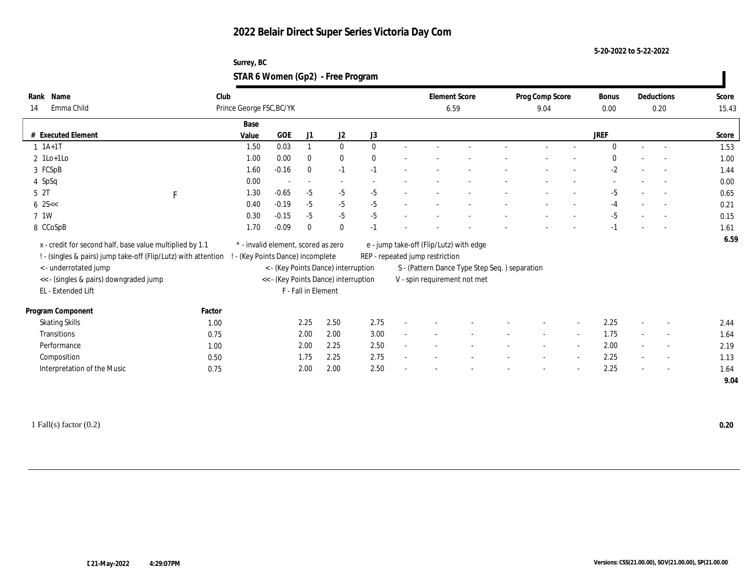# 2022 Belair Direct Super Series Victoria Day Com

5-20-2022 to 5-22-2022

Surrey, BC

## STAR 6 Women (Gp2) - Free Program

| Rank | Name | Club | Element Score | Prog Comp Score | Bonus | Deductions | Score |
|---|---|---|---|---|---|---|---|
| 14 | Emma Child | Prince George FSC,BC/YK | 6.59 | 9.04 | 0.00 | 0.20 | 15.43 |

| # | Executed Element | | Base Value | GOE | J1 | J2 | J3 | | | | | | | JREF | | | Score |
|---|---|---|---|---|---|---|---|---|---|---|---|---|---|---|---|---|---|
| 1 | 1A+1T | | 1.50 | 0.03 | 1 | 0 | 0 | - | - | - | - | - | - | 0 | - | - | 1.53 |
| 2 | 1Lo+1Lo | | 1.00 | 0.00 | 0 | 0 | 0 | - | - | - | - | - | - | 0 | - | - | 1.00 |
| 3 | FCSpB | | 1.60 | -0.16 | 0 | -1 | -1 | - | - | - | - | - | - | -2 | - | - | 1.44 |
| 4 | SpSq | | 0.00 | - | - | - | - | - | - | - | - | - | - | - | - | - | 0.00 |
| 5 | 2T | F | 1.30 | -0.65 | -5 | -5 | -5 | - | - | - | - | - | - | -5 | - | - | 0.65 |
| 6 | 2S<< | | 0.40 | -0.19 | -5 | -5 | -5 | - | - | - | - | - | - | -4 | - | - | 0.21 |
| 7 | 1W | | 0.30 | -0.15 | -5 | -5 | -5 | - | - | - | - | - | - | -5 | - | - | 0.15 |
| 8 | CCoSpB | | 1.70 | -0.09 | 0 | 0 | -1 | - | - | - | - | - | - | -1 | - | - | 1.61 |
| | | | | | | | | | | | | | | | | | 6.59 |

x - credit for second half, base value multiplied by 1.1
! - (singles & pairs) jump take-off (Flip/Lutz) with attention
< - underrotated jump
<< - (singles & pairs) downgraded jump
EL - Extended Lift

* - invalid element, scored as zero
! - (Key Points Dance) incomplete
< - (Key Points Dance) interruption
<< - (Key Points Dance) interruption
F - Fall in Element

e - jump take-off (Flip/Lutz) with edge
REP - repeated jump restriction
S - (Pattern Dance Type Step Seq. ) separation
V - spin requirement not met

| Program Component | Factor | J1 | J2 | J3 | | | | | | | JREF | | | Score |
|---|---|---|---|---|---|---|---|---|---|---|---|---|---|---|
| Skating Skills | 1.00 | 2.25 | 2.50 | 2.75 | - | - | - | - | - | - | 2.25 | - | - | 2.44 |
| Transitions | 0.75 | 2.00 | 2.00 | 3.00 | - | - | - | - | - | - | 1.75 | - | - | 1.64 |
| Performance | 1.00 | 2.00 | 2.25 | 2.50 | - | - | - | - | - | - | 2.00 | - | - | 2.19 |
| Composition | 0.50 | 1.75 | 2.25 | 2.75 | - | - | - | - | - | - | 2.25 | - | - | 1.13 |
| Interpretation of the Music | 0.75 | 2.00 | 2.00 | 2.50 | - | - | - | - | - | - | 2.25 | - | - | 1.64 |
| | | | | | | | | | | | | | | 9.04 |

1 Fall(s) factor (0.2) **0.20**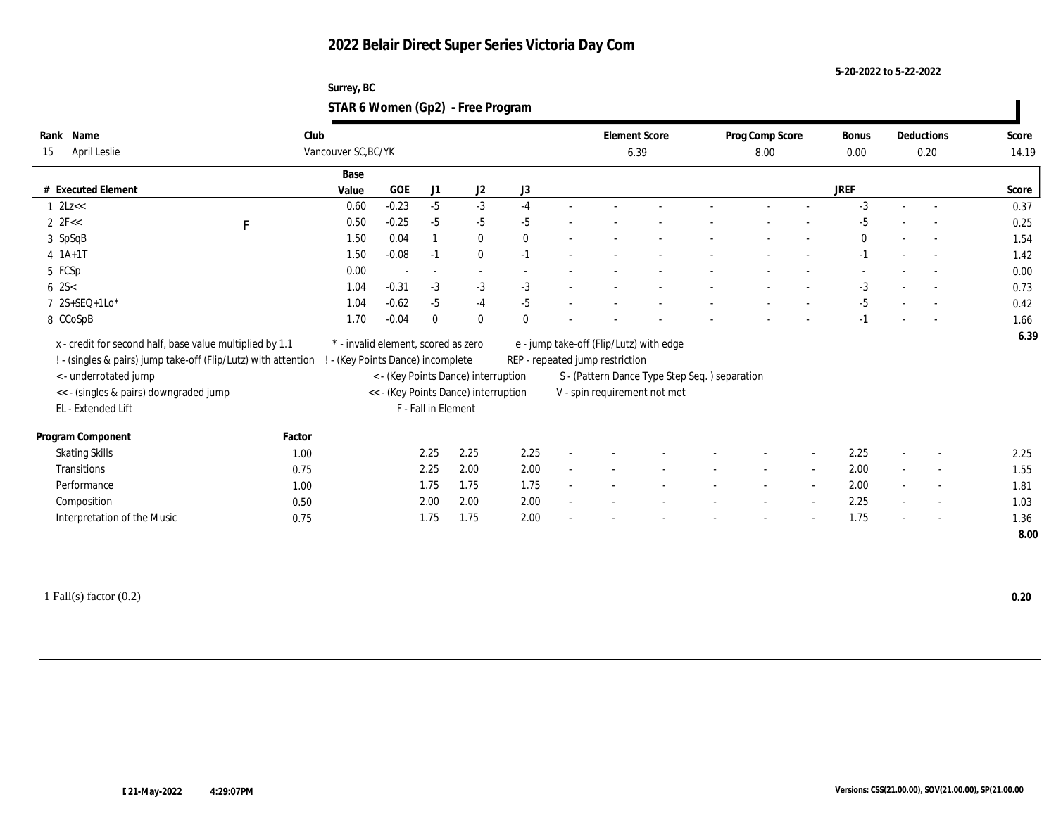# 2022 Belair Direct Super Series Victoria Day Com

5-20-2022 to 5-22-2022

Surrey, BC

## STAR 6 Women (Gp2) - Free Program

| Rank | Name | Club | Element Score | Prog Comp Score | Bonus | Deductions | Score |
|---|---|---|---|---|---|---|---|
| 15 | April Leslie | Vancouver SC,BC/YK | 6.39 | 8.00 | 0.00 | 0.20 | 14.19 |

| # | Executed Element | | Base Value | GOE | J1 | J2 | J3 | | | | | | | | | JREF | | | Score |
|---|---|---|---|---|---|---|---|---|---|---|---|---|---|---|---|---|---|---|---|
| 1 | 2Lz<< | | 0.60 | -0.23 | -5 | -3 | -4 | - | - | - | - | - | - | - | - | -3 | - | - | 0.37 |
| 2 | 2F<< | F | 0.50 | -0.25 | -5 | -5 | -5 | - | - | - | - | - | - | - | - | -5 | - | - | 0.25 |
| 3 | SpSqB | | 1.50 | 0.04 | 1 | 0 | 0 | - | - | - | - | - | - | - | - | 0 | - | - | 1.54 |
| 4 | 1A+1T | | 1.50 | -0.08 | -1 | 0 | -1 | - | - | - | - | - | - | - | - | -1 | - | - | 1.42 |
| 5 | FCSp | | 0.00 | - | - | - | - | - | - | - | - | - | - | - | - | - | - | - | 0.00 |
| 6 | 2S< | | 1.04 | -0.31 | -3 | -3 | -3 | - | - | - | - | - | - | - | - | -3 | - | - | 0.73 |
| 7 | 2S+SEQ+1Lo* | | 1.04 | -0.62 | -5 | -4 | -5 | - | - | - | - | - | - | - | - | -5 | - | - | 0.42 |
| 8 | CCoSpB | | 1.70 | -0.04 | 0 | 0 | 0 | - | - | - | - | - | - | - | - | -1 | - | - | 1.66 |
| | | | | | | | | | | | | | | | | | | | 6.39 |

x - credit for second half, base value multiplied by 1.1
! - (singles & pairs) jump take-off (Flip/Lutz) with attention
< - underrotated jump
<< - (singles & pairs) downgraded jump
EL - Extended Lift
* - invalid element, scored as zero
! - (Key Points Dance) incomplete
< - (Key Points Dance) interruption
<< - (Key Points Dance) interruption
F - Fall in Element
e - jump take-off (Flip/Lutz) with edge
REP - repeated jump restriction
S - (Pattern Dance Type Step Seq. ) separation
V - spin requirement not met

| Program Component | Factor | | | | | | | | | | | JREF | | | Score |
|---|---|---|---|---|---|---|---|---|---|---|---|---|---|---|---|
| Skating Skills | 1.00 | 2.25 | 2.25 | 2.25 | - | - | - | - | - | - | - | 2.25 | - | - | 2.25 |
| Transitions | 0.75 | 2.25 | 2.00 | 2.00 | - | - | - | - | - | - | - | 2.00 | - | - | 1.55 |
| Performance | 1.00 | 1.75 | 1.75 | 1.75 | - | - | - | - | - | - | - | 2.00 | - | - | 1.81 |
| Composition | 0.50 | 2.00 | 2.00 | 2.00 | - | - | - | - | - | - | - | 2.25 | - | - | 1.03 |
| Interpretation of the Music | 0.75 | 1.75 | 1.75 | 2.00 | - | - | - | - | - | - | - | 1.75 | - | - | 1.36 |
| | | | | | | | | | | | | | | | 8.00 |

1 Fall(s) factor (0.2) **0.20**

21-May-2022 4:29:07PM

Versions: CSS(21.00.00), SOV(21.00.00), SP(21.00.00)